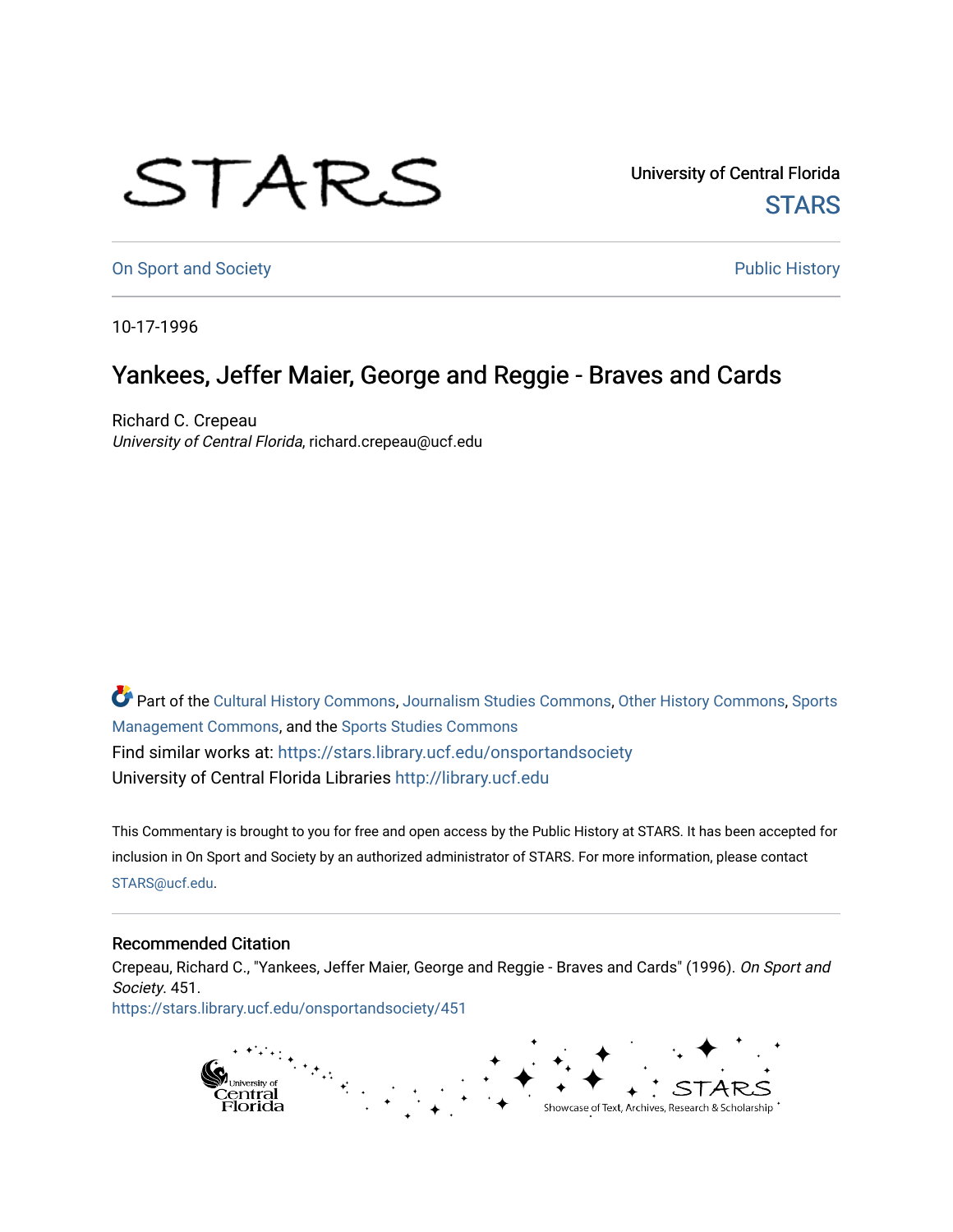STARS

University of Central Florida
STARS

On Sport and Society

Public History

10-17-1996

# Yankees, Jeffer Maier, George and Reggie - Braves and Cards

Richard C. Crepeau
*University of Central Florida*, richard.crepeau@ucf.edu

Part of the Cultural History Commons, Journalism Studies Commons, Other History Commons, Sports Management Commons, and the Sports Studies Commons

Find similar works at: https://stars.library.ucf.edu/onsportandsociety

University of Central Florida Libraries http://library.ucf.edu

This Commentary is brought to you for free and open access by the Public History at STARS. It has been accepted for inclusion in On Sport and Society by an authorized administrator of STARS. For more information, please contact STARS@ucf.edu.

## Recommended Citation

Crepeau, Richard C., "Yankees, Jeffer Maier, George and Reggie - Braves and Cards" (1996). *On Sport and Society*. 451.
https://stars.library.ucf.edu/onsportandsociety/451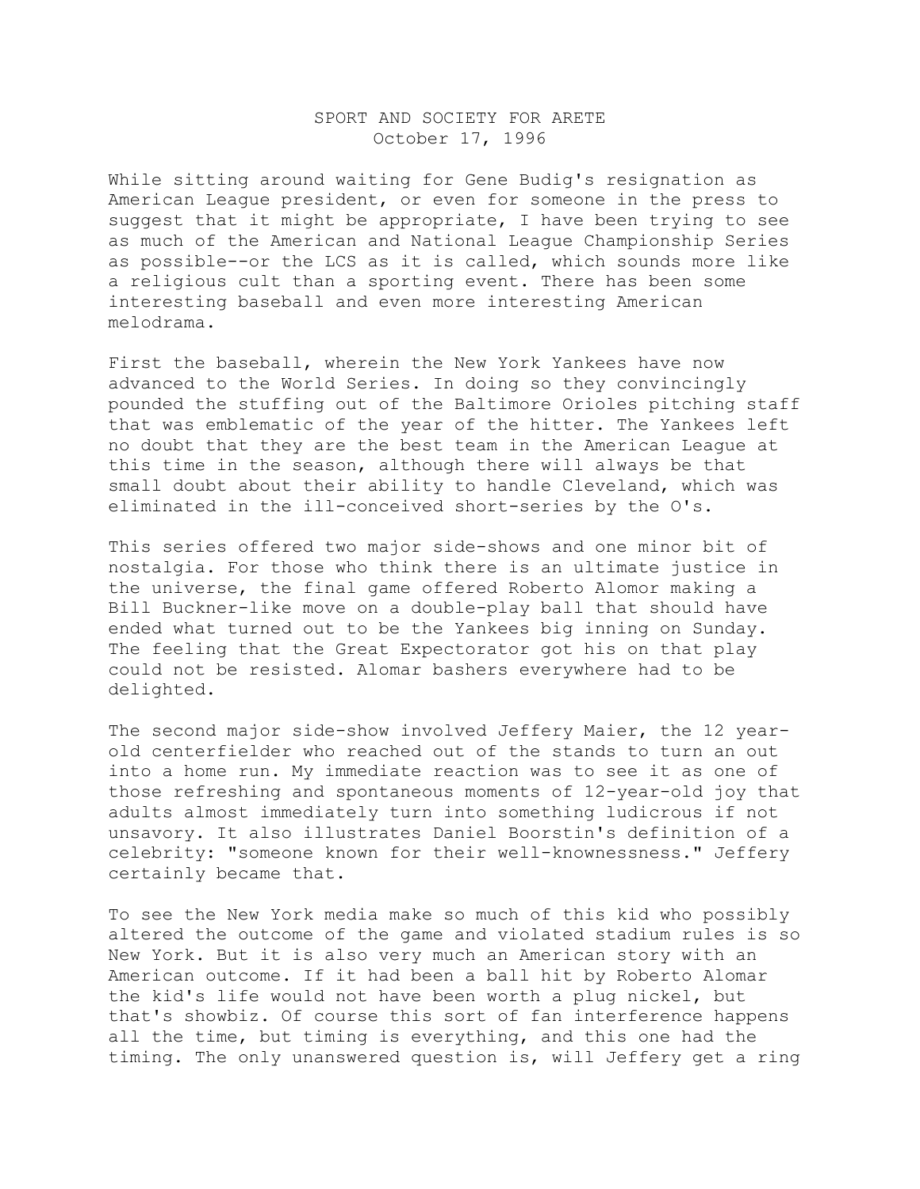SPORT AND SOCIETY FOR ARETE
October 17, 1996

While sitting around waiting for Gene Budig's resignation as American League president, or even for someone in the press to suggest that it might be appropriate, I have been trying to see as much of the American and National League Championship Series as possible--or the LCS as it is called, which sounds more like a religious cult than a sporting event. There has been some interesting baseball and even more interesting American melodrama.

First the baseball, wherein the New York Yankees have now advanced to the World Series. In doing so they convincingly pounded the stuffing out of the Baltimore Orioles pitching staff that was emblematic of the year of the hitter. The Yankees left no doubt that they are the best team in the American League at this time in the season, although there will always be that small doubt about their ability to handle Cleveland, which was eliminated in the ill-conceived short-series by the O's.

This series offered two major side-shows and one minor bit of nostalgia. For those who think there is an ultimate justice in the universe, the final game offered Roberto Alomor making a Bill Buckner-like move on a double-play ball that should have ended what turned out to be the Yankees big inning on Sunday. The feeling that the Great Expectorator got his on that play could not be resisted. Alomar bashers everywhere had to be delighted.

The second major side-show involved Jeffery Maier, the 12 year-old centerfielder who reached out of the stands to turn an out into a home run. My immediate reaction was to see it as one of those refreshing and spontaneous moments of 12-year-old joy that adults almost immediately turn into something ludicrous if not unsavory. It also illustrates Daniel Boorstin's definition of a celebrity: "someone known for their well-knownessness." Jeffery certainly became that.

To see the New York media make so much of this kid who possibly altered the outcome of the game and violated stadium rules is so New York. But it is also very much an American story with an American outcome. If it had been a ball hit by Roberto Alomar the kid's life would not have been worth a plug nickel, but that's showbiz. Of course this sort of fan interference happens all the time, but timing is everything, and this one had the timing. The only unanswered question is, will Jeffery get a ring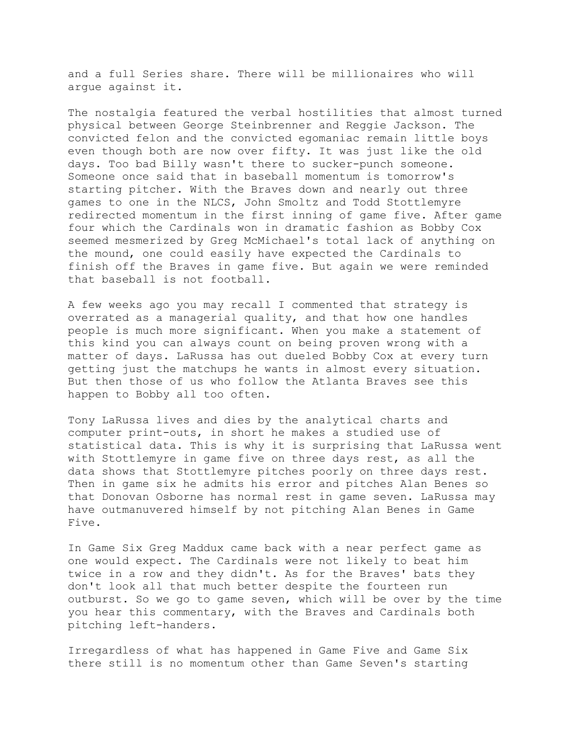and a full Series share. There will be millionaires who will argue against it.

The nostalgia featured the verbal hostilities that almost turned physical between George Steinbrenner and Reggie Jackson. The convicted felon and the convicted egomaniac remain little boys even though both are now over fifty. It was just like the old days. Too bad Billy wasn't there to sucker-punch someone. Someone once said that in baseball momentum is tomorrow's starting pitcher. With the Braves down and nearly out three games to one in the NLCS, John Smoltz and Todd Stottlemyre redirected momentum in the first inning of game five. After game four which the Cardinals won in dramatic fashion as Bobby Cox seemed mesmerized by Greg McMichael's total lack of anything on the mound, one could easily have expected the Cardinals to finish off the Braves in game five. But again we were reminded that baseball is not football.

A few weeks ago you may recall I commented that strategy is overrated as a managerial quality, and that how one handles people is much more significant. When you make a statement of this kind you can always count on being proven wrong with a matter of days. LaRussa has out dueled Bobby Cox at every turn getting just the matchups he wants in almost every situation. But then those of us who follow the Atlanta Braves see this happen to Bobby all too often.

Tony LaRussa lives and dies by the analytical charts and computer print-outs, in short he makes a studied use of statistical data. This is why it is surprising that LaRussa went with Stottlemyre in game five on three days rest, as all the data shows that Stottlemyre pitches poorly on three days rest. Then in game six he admits his error and pitches Alan Benes so that Donovan Osborne has normal rest in game seven. LaRussa may have outmanuvered himself by not pitching Alan Benes in Game Five.

In Game Six Greg Maddux came back with a near perfect game as one would expect. The Cardinals were not likely to beat him twice in a row and they didn't. As for the Braves' bats they don't look all that much better despite the fourteen run outburst. So we go to game seven, which will be over by the time you hear this commentary, with the Braves and Cardinals both pitching left-handers.

Irregardless of what has happened in Game Five and Game Six there still is no momentum other than Game Seven's starting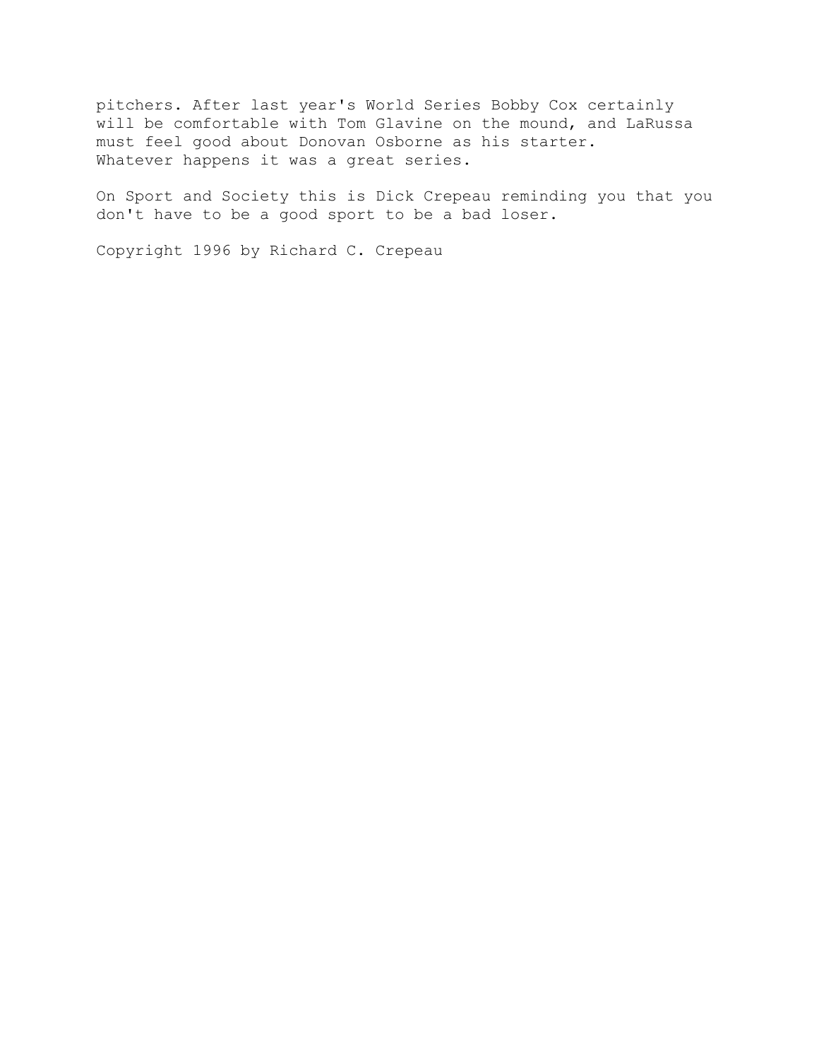pitchers. After last year's World Series Bobby Cox certainly will be comfortable with Tom Glavine on the mound, and LaRussa must feel good about Donovan Osborne as his starter. Whatever happens it was a great series.

On Sport and Society this is Dick Crepeau reminding you that you don't have to be a good sport to be a bad loser.

Copyright 1996 by Richard C. Crepeau